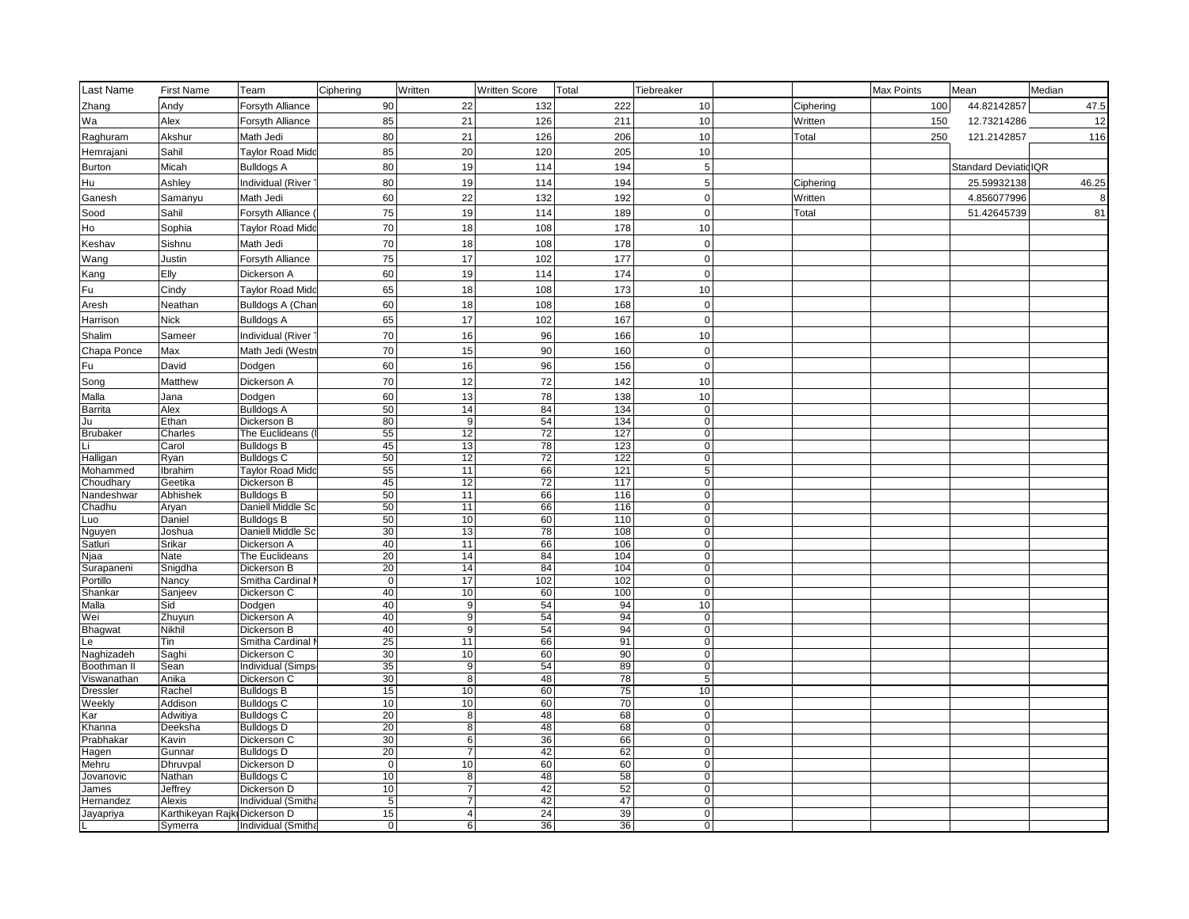| Last Name | First Name | Team | Ciphering | Written | Written Score | Total | Tiebreaker | | | Max Points | Mean | Median |
|---|---|---|---|---|---|---|---|---|---|---|---|---|
| Zhang | Andy | Forsyth Alliance | 90 | 22 | 132 | 222 | 10 | | Ciphering | 100 | 44.82142857 | 47.5 |
| Wa | Alex | Forsyth Alliance | 85 | 21 | 126 | 211 | 10 | | Written | 150 | 12.73214286 | 12 |
| Raghuram | Akshur | Math Jedi | 80 | 21 | 126 | 206 | 10 | | Total | 250 | 121.2142857 | 116 |
| Hemrajani | Sahil | Taylor Road Midd | 85 | 20 | 120 | 205 | 10 | | | | | |
| Burton | Micah | Bulldogs A | 80 | 19 | 114 | 194 | 5 | | | | Standard Deviatio | IQR |
| Hu | Ashley | Individual (River | 80 | 19 | 114 | 194 | 5 | | Ciphering | | 25.59932138 | 46.25 |
| Ganesh | Samanyu | Math Jedi | 60 | 22 | 132 | 192 | 0 | | Written | | 4.856077996 | 8 |
| Sood | Sahil | Forsyth Alliance ( | 75 | 19 | 114 | 189 | 0 | | Total | | 51.42645739 | 81 |
| Ho | Sophia | Taylor Road Midd | 70 | 18 | 108 | 178 | 10 | | | | | |
| Keshav | Sishnu | Math Jedi | 70 | 18 | 108 | 178 | 0 | | | | | |
| Wang | Justin | Forsyth Alliance | 75 | 17 | 102 | 177 | 0 | | | | | |
| Kang | Elly | Dickerson A | 60 | 19 | 114 | 174 | 0 | | | | | |
| Fu | Cindy | Taylor Road Midd | 65 | 18 | 108 | 173 | 10 | | | | | |
| Aresh | Neathan | Bulldogs A (Chan | 60 | 18 | 108 | 168 | 0 | | | | | |
| Harrison | Nick | Bulldogs A | 65 | 17 | 102 | 167 | 0 | | | | | |
| Shalim | Sameer | Individual (River | 70 | 16 | 96 | 166 | 10 | | | | | |
| Chapa Ponce | Max | Math Jedi (Westn | 70 | 15 | 90 | 160 | 0 | | | | | |
| Fu | David | Dodgen | 60 | 16 | 96 | 156 | 0 | | | | | |
| Song | Matthew | Dickerson A | 70 | 12 | 72 | 142 | 10 | | | | | |
| Malla | Jana | Dodgen | 60 | 13 | 78 | 138 | 10 | | | | | |
| Barrita | Alex | Bulldogs A | 50 | 14 | 84 | 134 | 0 | | | | | |
| Ju | Ethan | Dickerson B | 80 | 9 | 54 | 134 | 0 | | | | | |
| Brubaker | Charles | The Euclideans (I | 55 | 12 | 72 | 127 | 0 | | | | | |
| Li | Carol | Bulldogs B | 45 | 13 | 78 | 123 | 0 | | | | | |
| Halligan | Ryan | Bulldogs C | 50 | 12 | 72 | 122 | 0 | | | | | |
| Mohammed | Ibrahim | Taylor Road Midd | 55 | 11 | 66 | 121 | 5 | | | | | |
| Choudhary | Geetika | Dickerson B | 45 | 12 | 72 | 117 | 0 | | | | | |
| Nandeshwar | Abhishek | Bulldogs B | 50 | 11 | 66 | 116 | 0 | | | | | |
| Chadhu | Aryan | Daniell Middle Sc | 50 | 11 | 66 | 116 | 0 | | | | | |
| Luo | Daniel | Bulldogs B | 50 | 10 | 60 | 110 | 0 | | | | | |
| Nguyen | Joshua | Daniell Middle Sc | 30 | 13 | 78 | 108 | 0 | | | | | |
| Satluri | Srikar | Dickerson A | 40 | 11 | 66 | 106 | 0 | | | | | |
| Njaa | Nate | The Euclideans | 20 | 14 | 84 | 104 | 0 | | | | | |
| Surapaneni | Snigdha | Dickerson B | 20 | 14 | 84 | 104 | 0 | | | | | |
| Portillo | Nancy | Smitha Cardinal N | 0 | 17 | 102 | 102 | 0 | | | | | |
| Shankar | Sanjeev | Dickerson C | 40 | 10 | 60 | 100 | 0 | | | | | |
| Malla | Sid | Dodgen | 40 | 9 | 54 | 94 | 10 | | | | | |
| Wei | Zhuyun | Dickerson A | 40 | 9 | 54 | 94 | 0 | | | | | |
| Bhagwat | Nikhil | Dickerson B | 40 | 9 | 54 | 94 | 0 | | | | | |
| Le | Tin | Smitha Cardinal N | 25 | 11 | 66 | 91 | 0 | | | | | |
| Naghizadeh | Saghi | Dickerson C | 30 | 10 | 60 | 90 | 0 | | | | | |
| Boothman II | Sean | Individual (Simps | 35 | 9 | 54 | 89 | 0 | | | | | |
| Viswanathan | Anika | Dickerson C | 30 | 8 | 48 | 78 | 5 | | | | | |
| Dressler | Rachel | Bulldogs B | 15 | 10 | 60 | 75 | 10 | | | | | |
| Weekly | Addison | Bulldogs C | 10 | 10 | 60 | 70 | 0 | | | | | |
| Kar | Adwitiya | Bulldogs C | 20 | 8 | 48 | 68 | 0 | | | | | |
| Khanna | Deeksha | Bulldogs D | 20 | 8 | 48 | 68 | 0 | | | | | |
| Prabhakar | Kavin | Dickerson C | 30 | 6 | 36 | 66 | 0 | | | | | |
| Hagen | Gunnar | Bulldogs D | 20 | 7 | 42 | 62 | 0 | | | | | |
| Mehru | Dhruvpal | Dickerson D | 0 | 10 | 60 | 60 | 0 | | | | | |
| Jovanovic | Nathan | Bulldogs C | 10 | 8 | 48 | 58 | 0 | | | | | |
| James | Jeffrey | Dickerson D | 10 | 7 | 42 | 52 | 0 | | | | | |
| Hernandez | Alexis | Individual (Smitha | 5 | 7 | 42 | 47 | 0 | | | | | |
| Jayapriya | Karthikeyan Rajk | Dickerson D | 15 | 4 | 24 | 39 | 0 | | | | | |
| L | Symerra | Individual (Smitha | 0 | 6 | 36 | 36 | 0 | | | | | |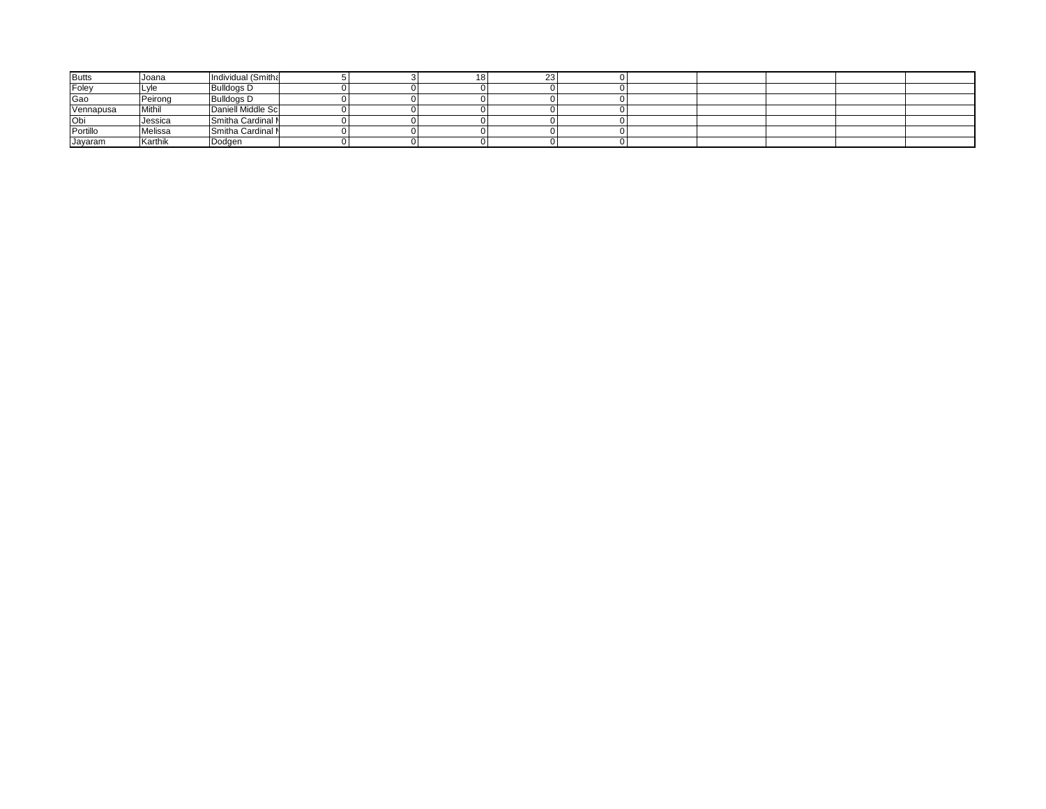| | | | | | | | | | | | | |
|---|---|---|---|---|---|---|---|---|---|---|---|---|
| Butts | Joana | Individual (Smitha | 5 | 3 | 18 | 23 | 0 | | | | | |
| Foley | Lyle | Bulldogs D | 0 | 0 | 0 | 0 | 0 | | | | | |
| Gao | Peirong | Bulldogs D | 0 | 0 | 0 | 0 | 0 | | | | | |
| Vennapusa | Mithil | Daniell Middle Sc | 0 | 0 | 0 | 0 | 0 | | | | | |
| Obi | Jessica | Smitha Cardinal M | 0 | 0 | 0 | 0 | 0 | | | | | |
| Portillo | Melissa | Smitha Cardinal M | 0 | 0 | 0 | 0 | 0 | | | | | |
| Jayaram | Karthik | Dodgen | 0 | 0 | 0 | 0 | 0 | | | | | |